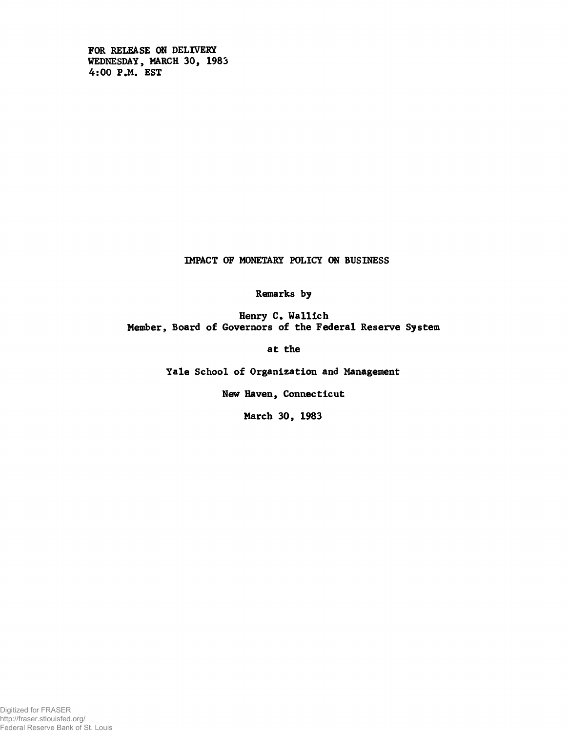FOR RELEASE ON DELIVERY
WEDNESDAY, MARCH 30, 1983
4:00 P.M. EST

# IMPACT OF MONETARY POLICY ON BUSINESS

Remarks by

Henry C. Wallich
Member, Board of Governors of the Federal Reserve System

at the

Yale School of Organization and Management

New Haven, Connecticut

March 30, 1983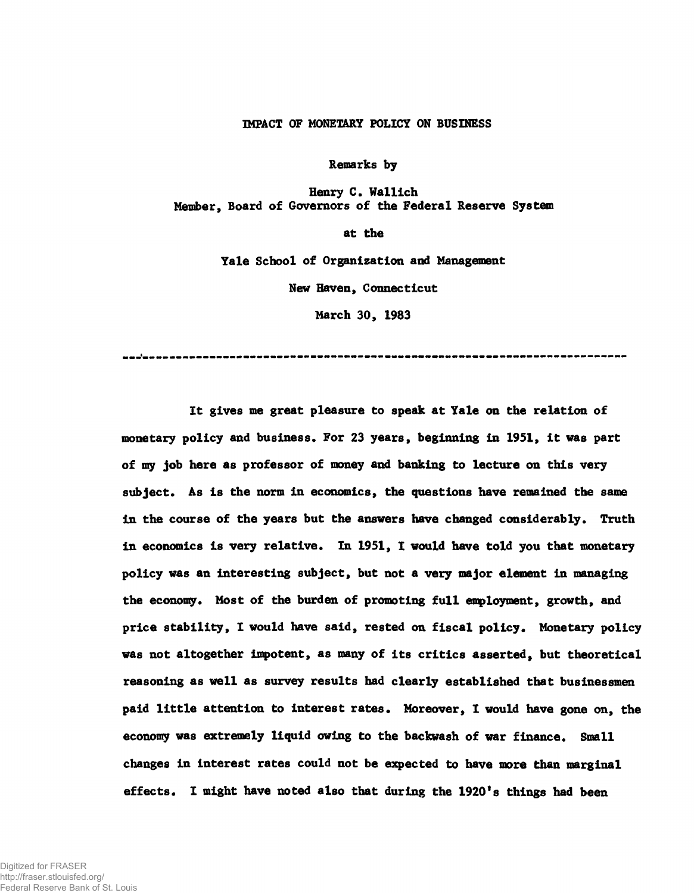# IMPACT OF MONETARY POLICY ON BUSINESS

Remarks by

Henry C. Wallich
Member, Board of Governors of the Federal Reserve System

at the

Yale School of Organization and Management

New Haven, Connecticut

March 30, 1983

---

It gives me great pleasure to speak at Yale on the relation of monetary policy and business. For 23 years, beginning in 1951, it was part of my job here as professor of money and banking to lecture on this very subject. As is the norm in economics, the questions have remained the same in the course of the years but the answers have changed considerably. Truth in economics is very relative. In 1951, I would have told you that monetary policy was an interesting subject, but not a very major element in managing the economy. Most of the burden of promoting full employment, growth, and price stability, I would have said, rested on fiscal policy. Monetary policy was not altogether impotent, as many of its critics asserted, but theoretical reasoning as well as survey results had clearly established that businessmen paid little attention to interest rates. Moreover, I would have gone on, the economy was extremely liquid owing to the backwash of war finance. Small changes in interest rates could not be expected to have more than marginal effects. I might have noted also that during the 1920's things had been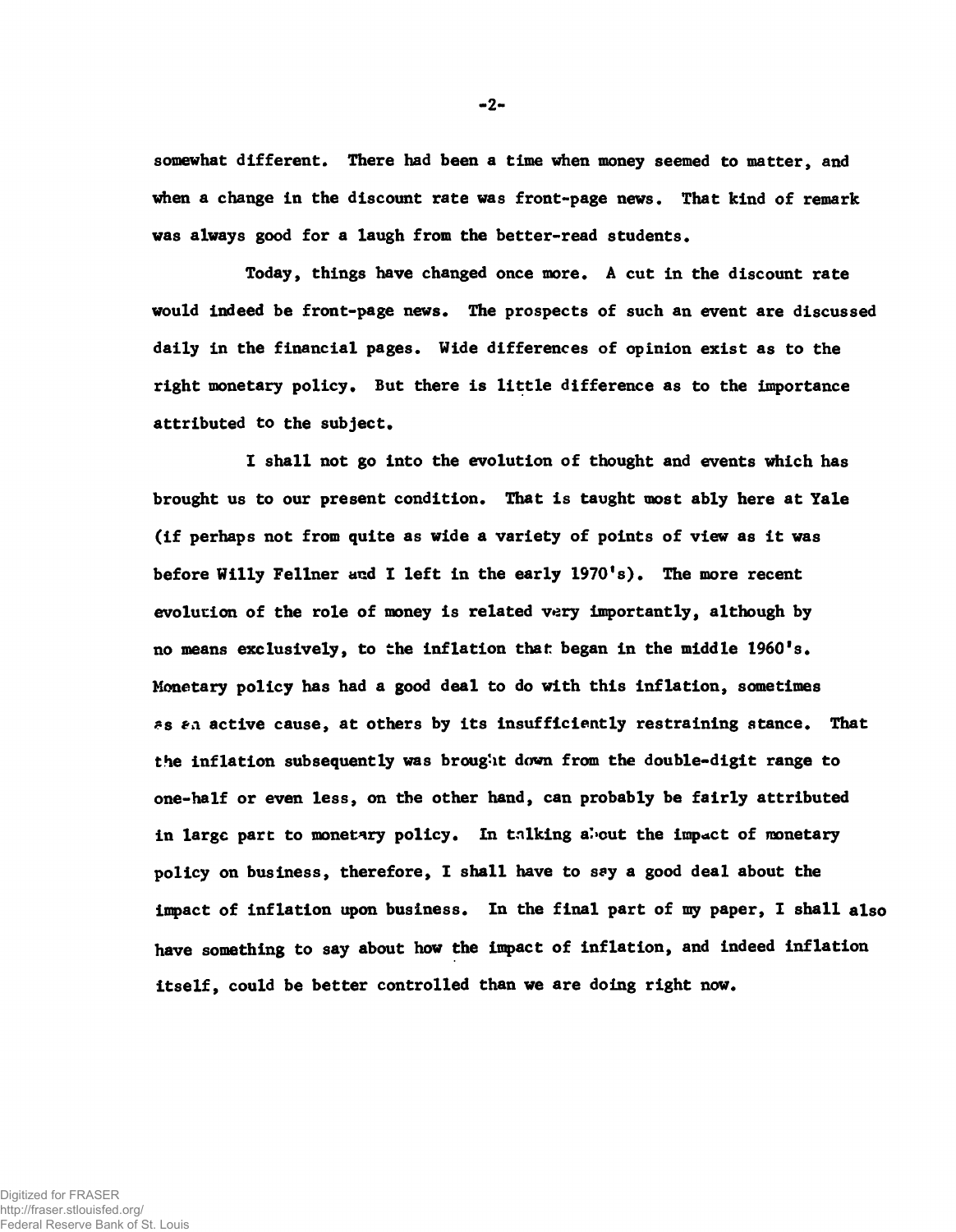somewhat different. There had been a time when money seemed to matter, and when a change in the discount rate was front-page news. That kind of remark was always good for a laugh from the better-read students.

Today, things have changed once more. A cut in the discount rate would indeed be front-page news. The prospects of such an event are discussed daily in the financial pages. Wide differences of opinion exist as to the right monetary policy. But there is little difference as to the importance attributed to the subject.

I shall not go into the evolution of thought and events which has brought us to our present condition. That is taught most ably here at Yale (if perhaps not from quite as wide a variety of points of view as it was before Willy Fellner and I left in the early 1970's). The more recent evolution of the role of money is related very importantly, although by no means exclusively, to the inflation that began in the middle 1960's. Monetary policy has had a good deal to do with this inflation, sometimes as an active cause, at others by its insufficiently restraining stance. That the inflation subsequently was brought down from the double-digit range to one-half or even less, on the other hand, can probably be fairly attributed in large part to monetary policy. In talking about the impact of monetary policy on business, therefore, I shall have to say a good deal about the impact of inflation upon business. In the final part of my paper, I shall also have something to say about how the impact of inflation, and indeed inflation itself, could be better controlled than we are doing right now.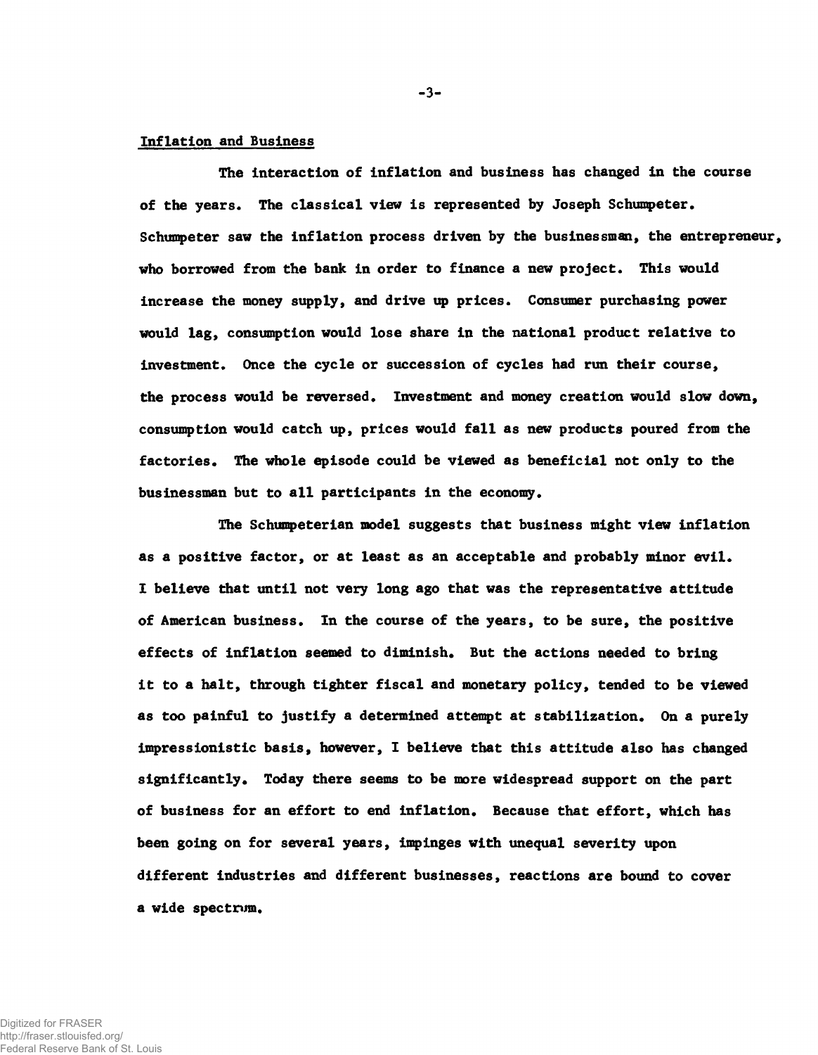## Inflation and Business

The interaction of inflation and business has changed in the course of the years. The classical view is represented by Joseph Schumpeter. Schumpeter saw the inflation process driven by the businessman, the entrepreneur, who borrowed from the bank in order to finance a new project. This would increase the money supply, and drive up prices. Consumer purchasing power would lag, consumption would lose share in the national product relative to investment. Once the cycle or succession of cycles had run their course, the process would be reversed. Investment and money creation would slow down, consumption would catch up, prices would fall as new products poured from the factories. The whole episode could be viewed as beneficial not only to the businessman but to all participants in the economy.

The Schumpeterian model suggests that business might view inflation as a positive factor, or at least as an acceptable and probably minor evil. I believe that until not very long ago that was the representative attitude of American business. In the course of the years, to be sure, the positive effects of inflation seemed to diminish. But the actions needed to bring it to a halt, through tighter fiscal and monetary policy, tended to be viewed as too painful to justify a determined attempt at stabilization. On a purely impressionistic basis, however, I believe that this attitude also has changed significantly. Today there seems to be more widespread support on the part of business for an effort to end inflation. Because that effort, which has been going on for several years, impinges with unequal severity upon different industries and different businesses, reactions are bound to cover a wide spectrum.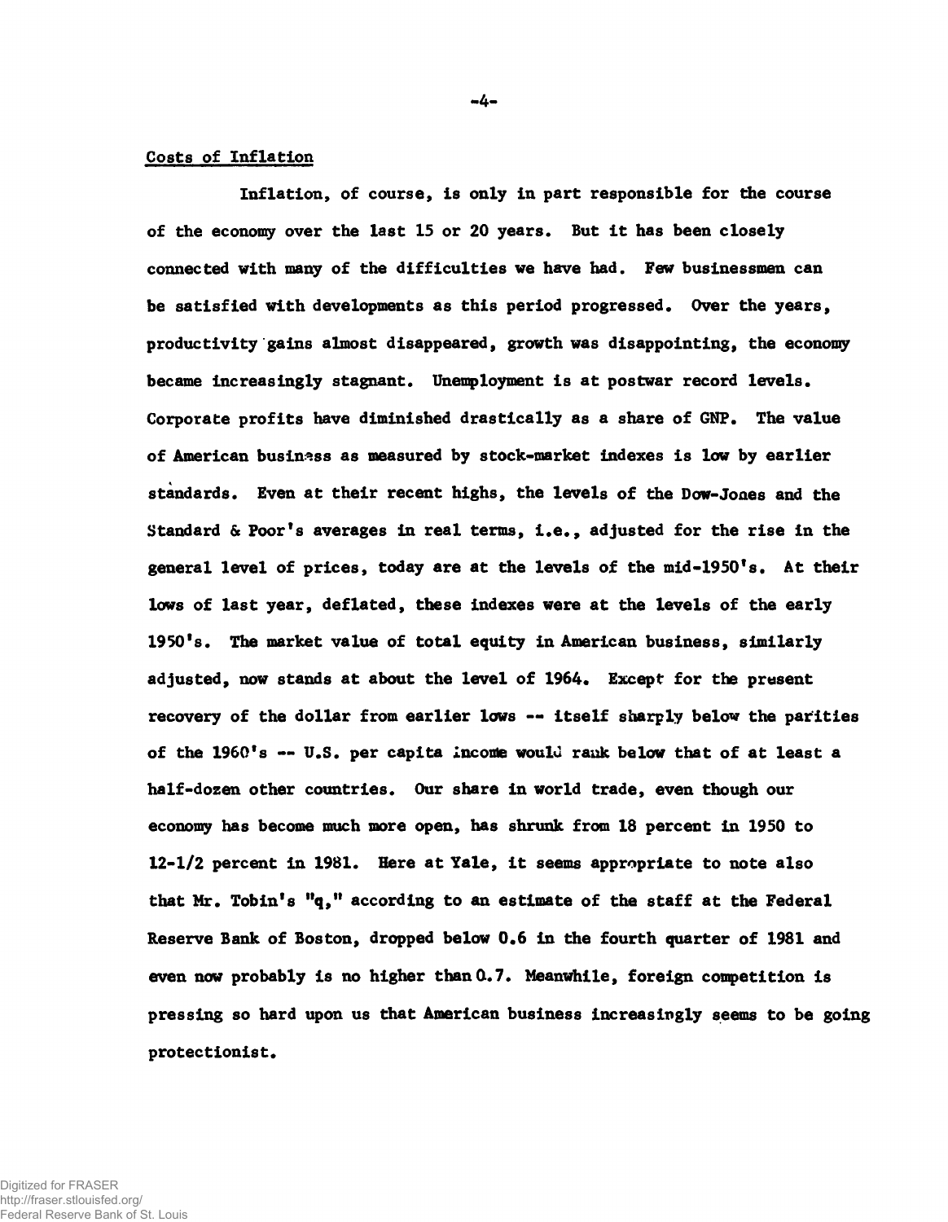## Costs of Inflation

Inflation, of course, is only in part responsible for the course of the economy over the last 15 or 20 years. But it has been closely connected with many of the difficulties we have had. Few businessmen can be satisfied with developments as this period progressed. Over the years, productivity gains almost disappeared, growth was disappointing, the economy became increasingly stagnant. Unemployment is at postwar record levels. Corporate profits have diminished drastically as a share of GNP. The value of American business as measured by stock-market indexes is low by earlier standards. Even at their recent highs, the levels of the Dow-Jones and the Standard & Poor's averages in real terms, i.e., adjusted for the rise in the general level of prices, today are at the levels of the mid-1950's. At their lows of last year, deflated, these indexes were at the levels of the early 1950's. The market value of total equity in American business, similarly adjusted, now stands at about the level of 1964. Except for the present recovery of the dollar from earlier lows -- itself sharply below the parities of the 1960's -- U.S. per capita income would rank below that of at least a half-dozen other countries. Our share in world trade, even though our economy has become much more open, has shrunk from 18 percent in 1950 to 12-1/2 percent in 1981. Here at Yale, it seems appropriate to note also that Mr. Tobin's "q," according to an estimate of the staff at the Federal Reserve Bank of Boston, dropped below 0.6 in the fourth quarter of 1981 and even now probably is no higher than 0.7. Meanwhile, foreign competition is pressing so hard upon us that American business increasingly seems to be going protectionist.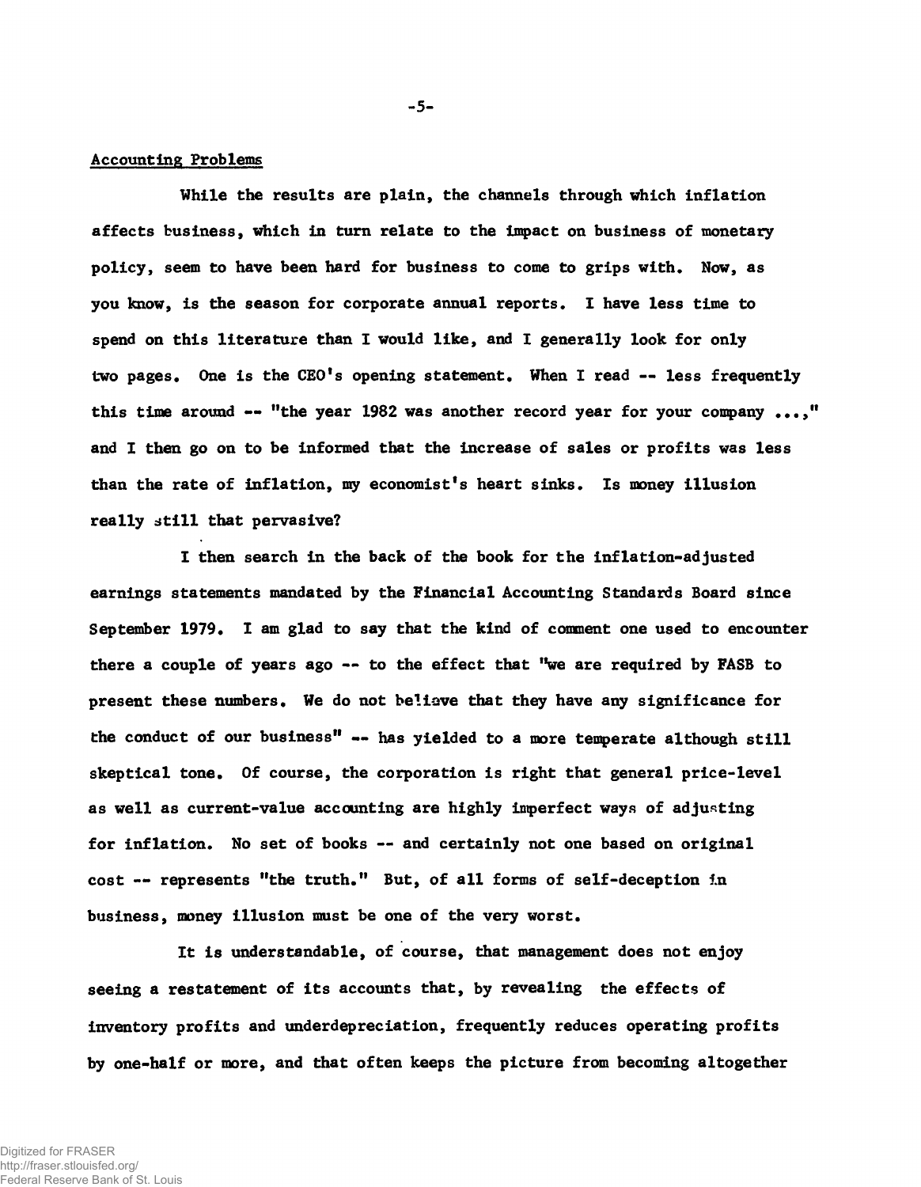## Accounting Problems

While the results are plain, the channels through which inflation affects business, which in turn relate to the impact on business of monetary policy, seem to have been hard for business to come to grips with. Now, as you know, is the season for corporate annual reports. I have less time to spend on this literature than I would like, and I generally look for only two pages. One is the CEO's opening statement. When I read -- less frequently this time around -- "the year 1982 was another record year for your company ...," and I then go on to be informed that the increase of sales or profits was less than the rate of inflation, my economist's heart sinks. Is money illusion really still that pervasive?

I then search in the back of the book for the inflation-adjusted earnings statements mandated by the Financial Accounting Standards Board since September 1979. I am glad to say that the kind of comment one used to encounter there a couple of years ago -- to the effect that "we are required by FASB to present these numbers. We do not believe that they have any significance for the conduct of our business" -- has yielded to a more temperate although still skeptical tone. Of course, the corporation is right that general price-level as well as current-value accounting are highly imperfect ways of adjusting for inflation. No set of books -- and certainly not one based on original cost -- represents "the truth." But, of all forms of self-deception in business, money illusion must be one of the very worst.

It is understandable, of course, that management does not enjoy seeing a restatement of its accounts that, by revealing the effects of inventory profits and underdepreciation, frequently reduces operating profits by one-half or more, and that often keeps the picture from becoming altogether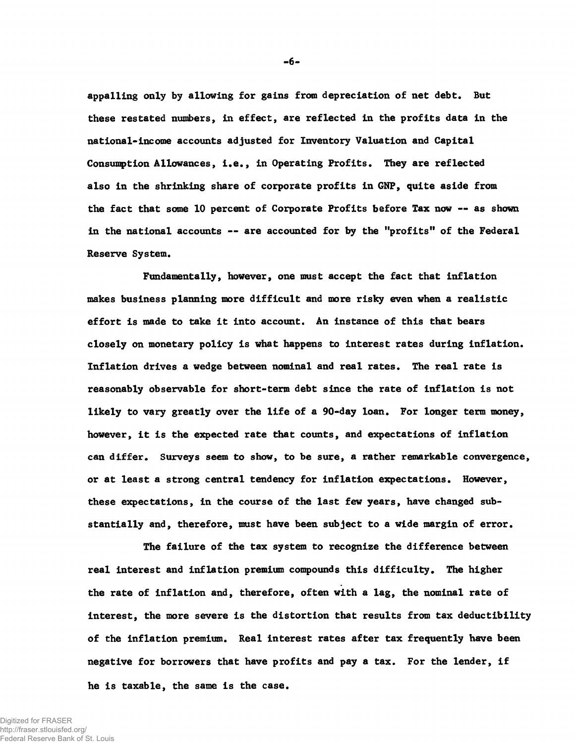appalling only by allowing for gains from depreciation of net debt. But these restated numbers, in effect, are reflected in the profits data in the national-income accounts adjusted for Inventory Valuation and Capital Consumption Allowances, i.e., in Operating Profits. They are reflected also in the shrinking share of corporate profits in GNP, quite aside from the fact that some 10 percent of Corporate Profits before Tax now -- as shown in the national accounts -- are accounted for by the "profits" of the Federal Reserve System.

Fundamentally, however, one must accept the fact that inflation makes business planning more difficult and more risky even when a realistic effort is made to take it into account. An instance of this that bears closely on monetary policy is what happens to interest rates during inflation. Inflation drives a wedge between nominal and real rates. The real rate is reasonably observable for short-term debt since the rate of inflation is not likely to vary greatly over the life of a 90-day loan. For longer term money, however, it is the expected rate that counts, and expectations of inflation can differ. Surveys seem to show, to be sure, a rather remarkable convergence, or at least a strong central tendency for inflation expectations. However, these expectations, in the course of the last few years, have changed substantially and, therefore, must have been subject to a wide margin of error.

The failure of the tax system to recognize the difference between real interest and inflation premium compounds this difficulty. The higher the rate of inflation and, therefore, often with a lag, the nominal rate of interest, the more severe is the distortion that results from tax deductibility of the inflation premium. Real interest rates after tax frequently have been negative for borrowers that have profits and pay a tax. For the lender, if he is taxable, the same is the case.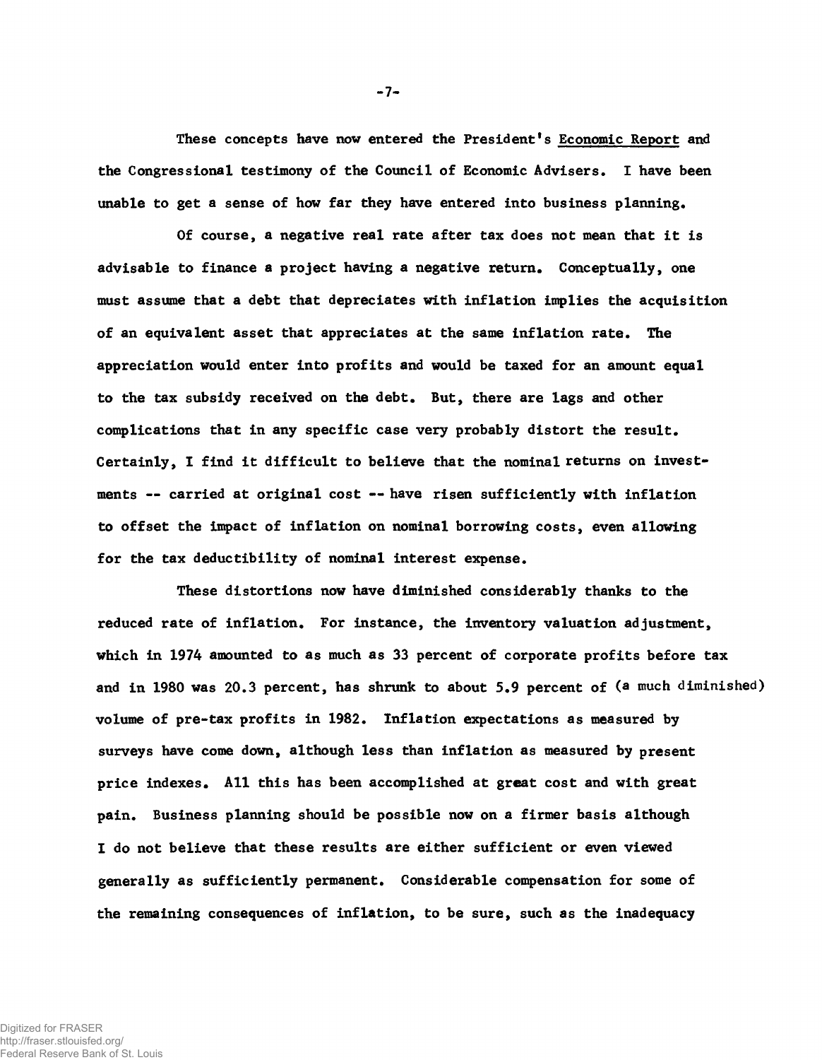These concepts have now entered the President's Economic Report and the Congressional testimony of the Council of Economic Advisers. I have been unable to get a sense of how far they have entered into business planning.

Of course, a negative real rate after tax does not mean that it is advisable to finance a project having a negative return. Conceptually, one must assume that a debt that depreciates with inflation implies the acquisition of an equivalent asset that appreciates at the same inflation rate. The appreciation would enter into profits and would be taxed for an amount equal to the tax subsidy received on the debt. But, there are lags and other complications that in any specific case very probably distort the result. Certainly, I find it difficult to believe that the nominal returns on investments -- carried at original cost -- have risen sufficiently with inflation to offset the impact of inflation on nominal borrowing costs, even allowing for the tax deductibility of nominal interest expense.

These distortions now have diminished considerably thanks to the reduced rate of inflation. For instance, the inventory valuation adjustment, which in 1974 amounted to as much as 33 percent of corporate profits before tax and in 1980 was 20.3 percent, has shrunk to about 5.9 percent of (a much diminished) volume of pre-tax profits in 1982. Inflation expectations as measured by surveys have come down, although less than inflation as measured by present price indexes. All this has been accomplished at great cost and with great pain. Business planning should be possible now on a firmer basis although I do not believe that these results are either sufficient or even viewed generally as sufficiently permanent. Considerable compensation for some of the remaining consequences of inflation, to be sure, such as the inadequacy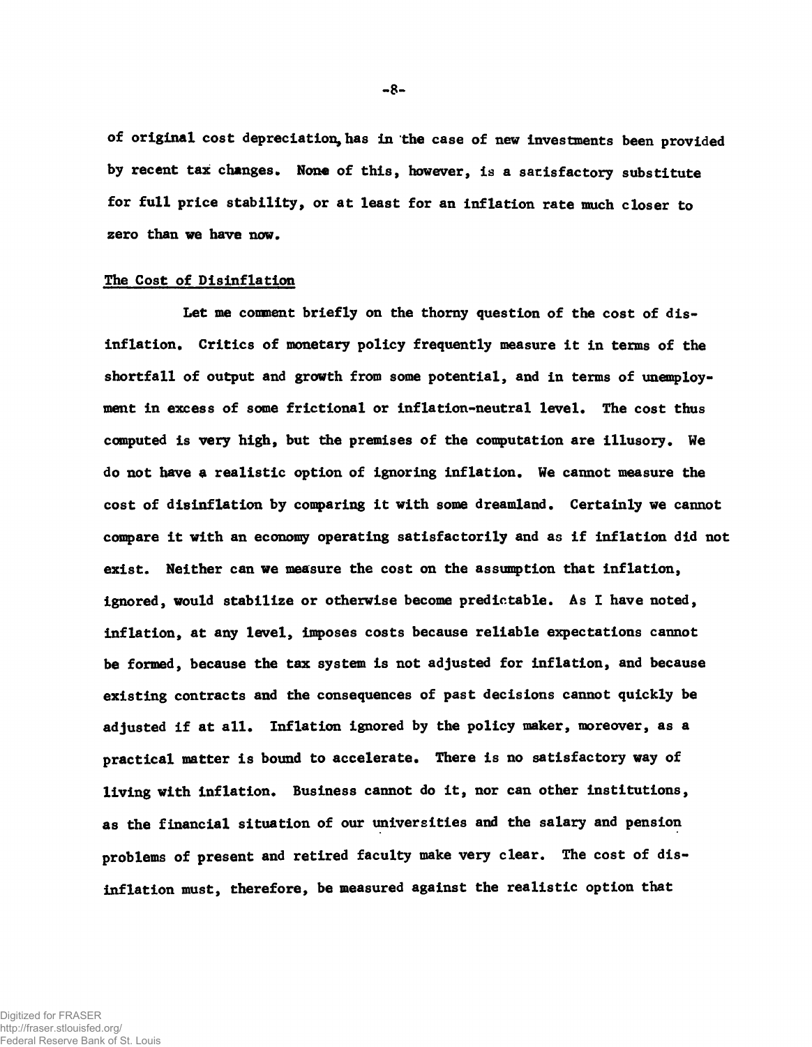of original cost depreciation, has in the case of new investments been provided by recent tax changes. None of this, however, is a satisfactory substitute for full price stability, or at least for an inflation rate much closer to zero than we have now.

## The Cost of Disinflation

Let me comment briefly on the thorny question of the cost of disinflation. Critics of monetary policy frequently measure it in terms of the shortfall of output and growth from some potential, and in terms of unemployment in excess of some frictional or inflation-neutral level. The cost thus computed is very high, but the premises of the computation are illusory. We do not have a realistic option of ignoring inflation. We cannot measure the cost of disinflation by comparing it with some dreamland. Certainly we cannot compare it with an economy operating satisfactorily and as if inflation did not exist. Neither can we measure the cost on the assumption that inflation, ignored, would stabilize or otherwise become predictable. As I have noted, inflation, at any level, imposes costs because reliable expectations cannot be formed, because the tax system is not adjusted for inflation, and because existing contracts and the consequences of past decisions cannot quickly be adjusted if at all. Inflation ignored by the policy maker, moreover, as a practical matter is bound to accelerate. There is no satisfactory way of living with inflation. Business cannot do it, nor can other institutions, as the financial situation of our universities and the salary and pension problems of present and retired faculty make very clear. The cost of disinflation must, therefore, be measured against the realistic option that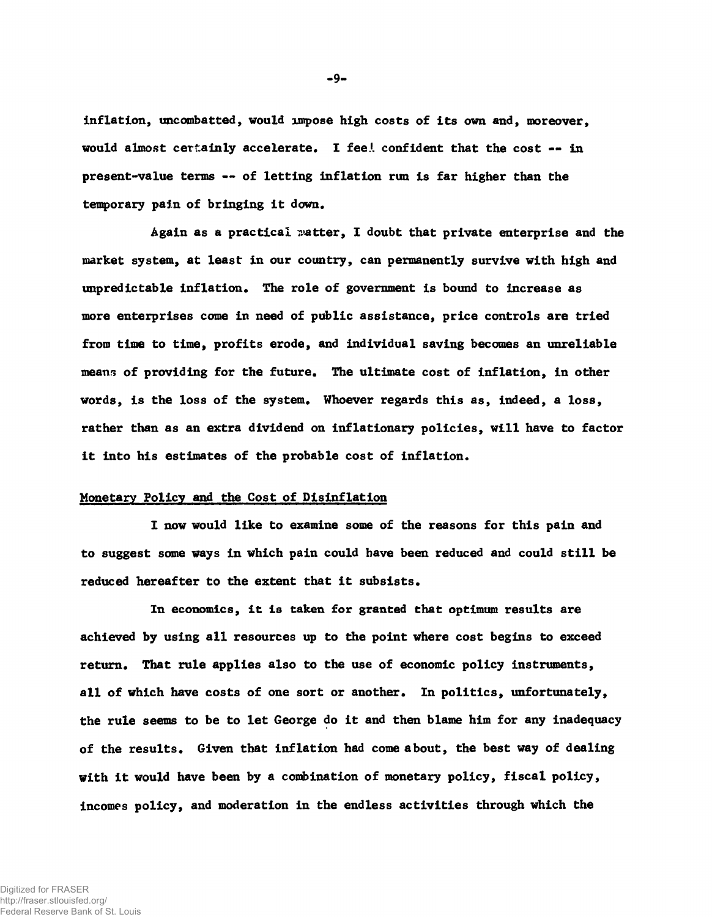inflation, uncombatted, would impose high costs of its own and, moreover, would almost certainly accelerate. I feel confident that the cost -- in present-value terms -- of letting inflation run is far higher than the temporary pain of bringing it down.

Again as a practical matter, I doubt that private enterprise and the market system, at least in our country, can permanently survive with high and unpredictable inflation. The role of government is bound to increase as more enterprises come in need of public assistance, price controls are tried from time to time, profits erode, and individual saving becomes an unreliable means of providing for the future. The ultimate cost of inflation, in other words, is the loss of the system. Whoever regards this as, indeed, a loss, rather than as an extra dividend on inflationary policies, will have to factor it into his estimates of the probable cost of inflation.

## Monetary Policy and the Cost of Disinflation

I now would like to examine some of the reasons for this pain and to suggest some ways in which pain could have been reduced and could still be reduced hereafter to the extent that it subsists.

In economics, it is taken for granted that optimum results are achieved by using all resources up to the point where cost begins to exceed return. That rule applies also to the use of economic policy instruments, all of which have costs of one sort or another. In politics, unfortunately, the rule seems to be to let George do it and then blame him for any inadequacy of the results. Given that inflation had come about, the best way of dealing with it would have been by a combination of monetary policy, fiscal policy, incomes policy, and moderation in the endless activities through which the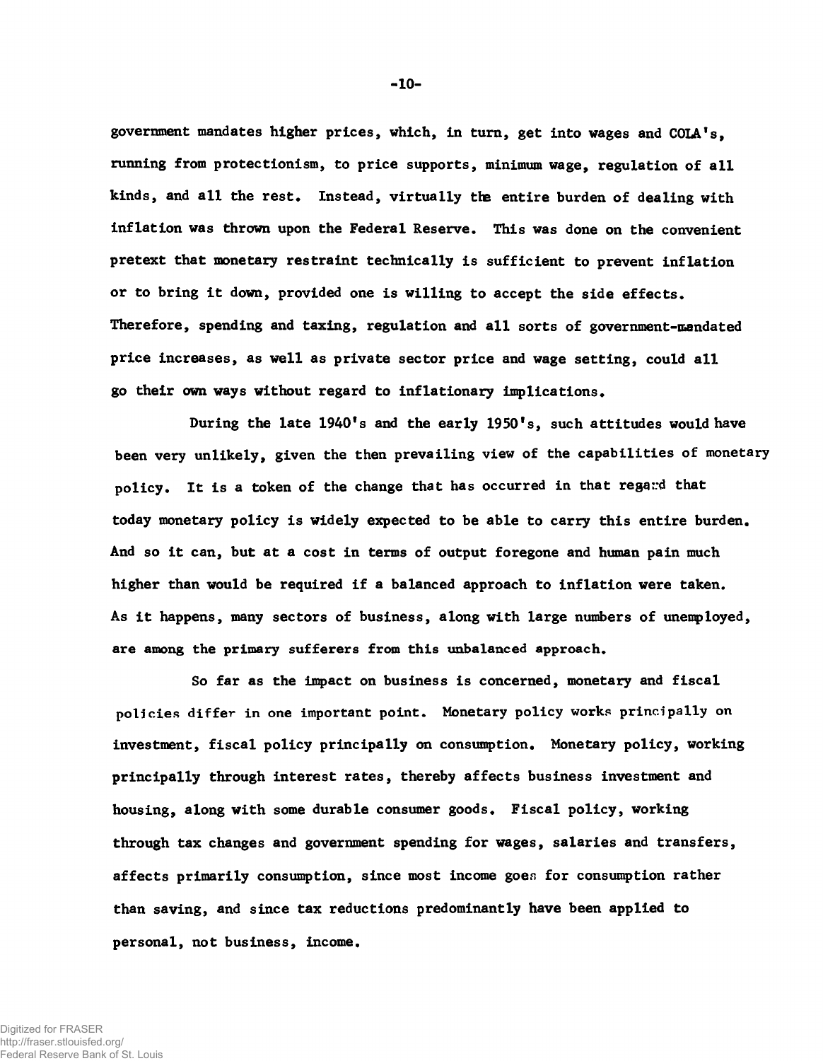government mandates higher prices, which, in turn, get into wages and COLA's, running from protectionism, to price supports, minimum wage, regulation of all kinds, and all the rest. Instead, virtually the entire burden of dealing with inflation was thrown upon the Federal Reserve. This was done on the convenient pretext that monetary restraint technically is sufficient to prevent inflation or to bring it down, provided one is willing to accept the side effects. Therefore, spending and taxing, regulation and all sorts of government-mandated price increases, as well as private sector price and wage setting, could all go their own ways without regard to inflationary implications.

During the late 1940's and the early 1950's, such attitudes would have been very unlikely, given the then prevailing view of the capabilities of monetary policy. It is a token of the change that has occurred in that regard that today monetary policy is widely expected to be able to carry this entire burden. And so it can, but at a cost in terms of output foregone and human pain much higher than would be required if a balanced approach to inflation were taken. As it happens, many sectors of business, along with large numbers of unemployed, are among the primary sufferers from this unbalanced approach.

So far as the impact on business is concerned, monetary and fiscal policies differ in one important point. Monetary policy works principally on investment, fiscal policy principally on consumption. Monetary policy, working principally through interest rates, thereby affects business investment and housing, along with some durable consumer goods. Fiscal policy, working through tax changes and government spending for wages, salaries and transfers, affects primarily consumption, since most income goes for consumption rather than saving, and since tax reductions predominantly have been applied to personal, not business, income.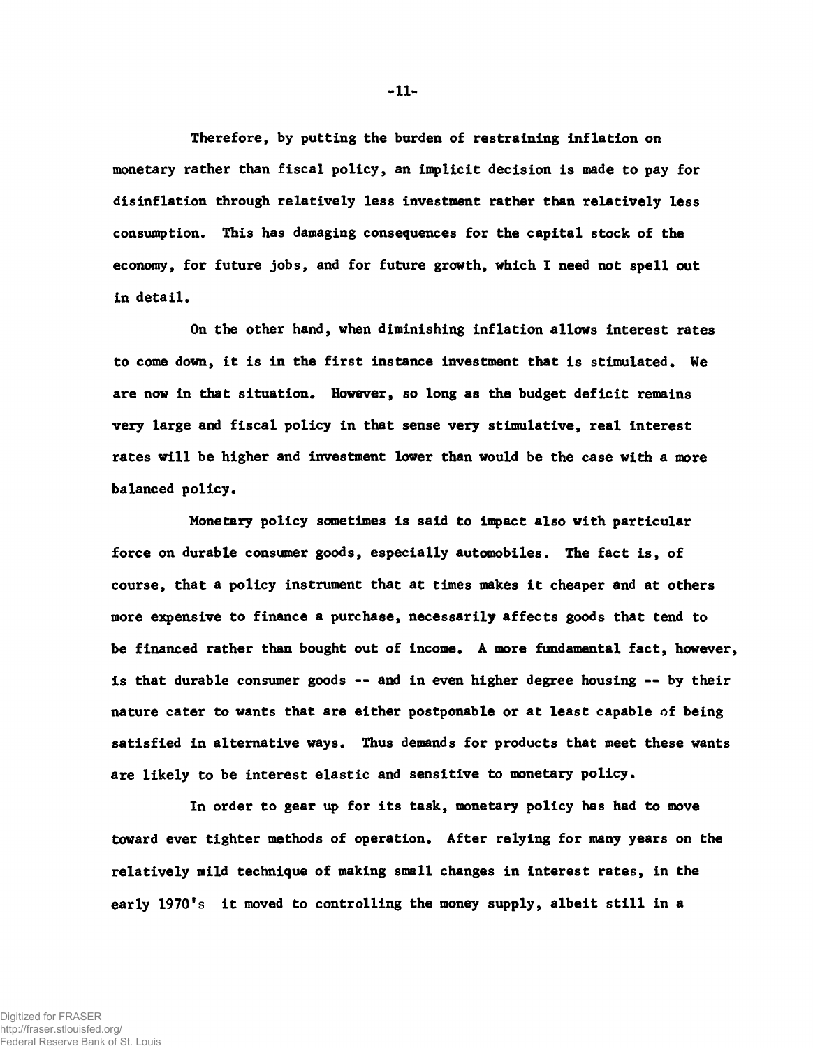Therefore, by putting the burden of restraining inflation on monetary rather than fiscal policy, an implicit decision is made to pay for disinflation through relatively less investment rather than relatively less consumption. This has damaging consequences for the capital stock of the economy, for future jobs, and for future growth, which I need not spell out in detail.

On the other hand, when diminishing inflation allows interest rates to come down, it is in the first instance investment that is stimulated. We are now in that situation. However, so long as the budget deficit remains very large and fiscal policy in that sense very stimulative, real interest rates will be higher and investment lower than would be the case with a more balanced policy.

Monetary policy sometimes is said to impact also with particular force on durable consumer goods, especially automobiles. The fact is, of course, that a policy instrument that at times makes it cheaper and at others more expensive to finance a purchase, necessarily affects goods that tend to be financed rather than bought out of income. A more fundamental fact, however, is that durable consumer goods -- and in even higher degree housing -- by their nature cater to wants that are either postponable or at least capable of being satisfied in alternative ways. Thus demands for products that meet these wants are likely to be interest elastic and sensitive to monetary policy.

In order to gear up for its task, monetary policy has had to move toward ever tighter methods of operation. After relying for many years on the relatively mild technique of making small changes in interest rates, in the early 1970's it moved to controlling the money supply, albeit still in a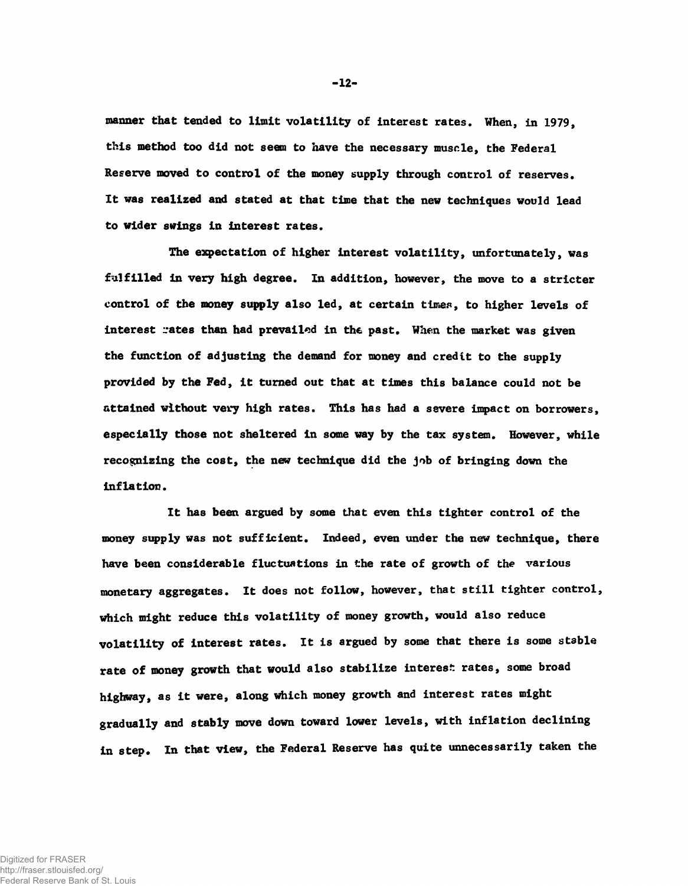manner that tended to limit volatility of interest rates. When, in 1979, this method too did not seem to have the necessary muscle, the Federal Reserve moved to control of the money supply through control of reserves. It was realized and stated at that time that the new techniques would lead to wider swings in interest rates.

The expectation of higher interest volatility, unfortunately, was fulfilled in very high degree. In addition, however, the move to a stricter control of the money supply also led, at certain times, to higher levels of interest rates than had prevailed in the past. When the market was given the function of adjusting the demand for money and credit to the supply provided by the Fed, it turned out that at times this balance could not be attained without very high rates. This has had a severe impact on borrowers, especially those not sheltered in some way by the tax system. However, while recognizing the cost, the new technique did the job of bringing down the inflation.

It has been argued by some that even this tighter control of the money supply was not sufficient. Indeed, even under the new technique, there have been considerable fluctuations in the rate of growth of the various monetary aggregates. It does not follow, however, that still tighter control, which might reduce this volatility of money growth, would also reduce volatility of interest rates. It is argued by some that there is some stable rate of money growth that would also stabilize interest rates, some broad highway, as it were, along which money growth and interest rates might gradually and stably move down toward lower levels, with inflation declining in step. In that view, the Federal Reserve has quite unnecessarily taken the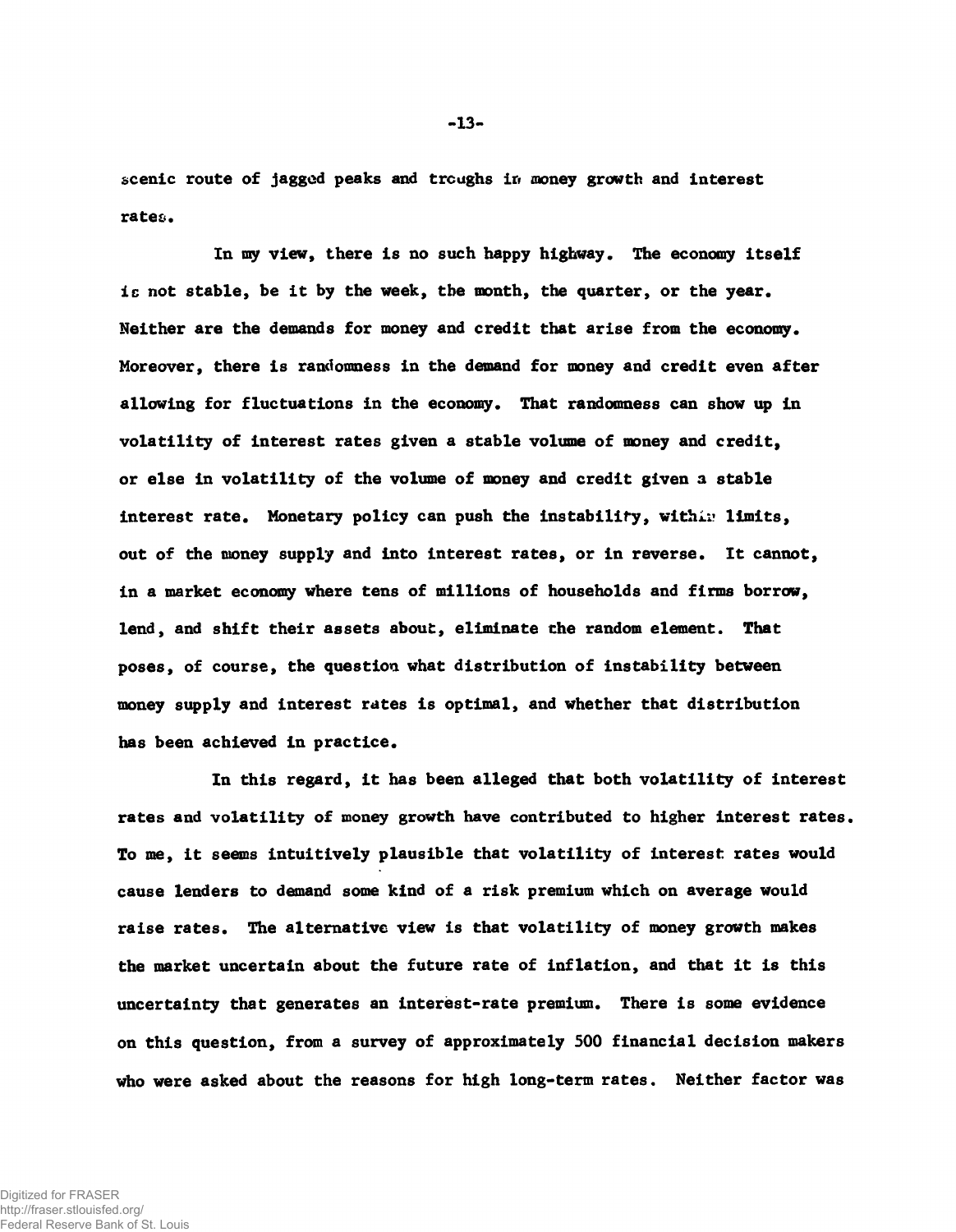scenic route of jagged peaks and troughs in money growth and interest rates.

In my view, there is no such happy highway. The economy itself is not stable, be it by the week, the month, the quarter, or the year. Neither are the demands for money and credit that arise from the economy. Moreover, there is randomness in the demand for money and credit even after allowing for fluctuations in the economy. That randomness can show up in volatility of interest rates given a stable volume of money and credit, or else in volatility of the volume of money and credit given a stable interest rate. Monetary policy can push the instability, within limits, out of the money supply and into interest rates, or in reverse. It cannot, in a market economy where tens of millions of households and firms borrow, lend, and shift their assets about, eliminate the random element. That poses, of course, the question what distribution of instability between money supply and interest rates is optimal, and whether that distribution has been achieved in practice.

In this regard, it has been alleged that both volatility of interest rates and volatility of money growth have contributed to higher interest rates. To me, it seems intuitively plausible that volatility of interest rates would cause lenders to demand some kind of a risk premium which on average would raise rates. The alternative view is that volatility of money growth makes the market uncertain about the future rate of inflation, and that it is this uncertainty that generates an interest-rate premium. There is some evidence on this question, from a survey of approximately 500 financial decision makers who were asked about the reasons for high long-term rates. Neither factor was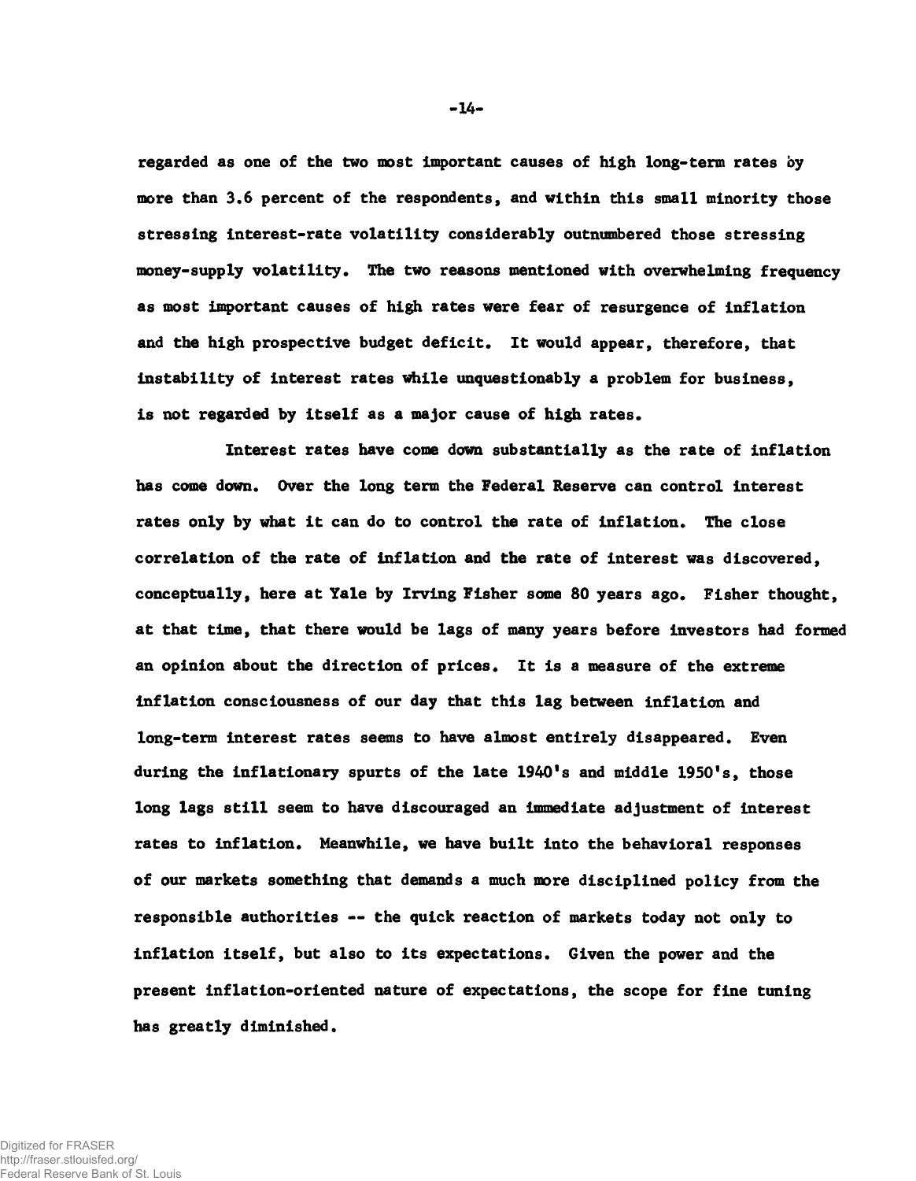regarded as one of the two most important causes of high long-term rates by more than 3.6 percent of the respondents, and within this small minority those stressing interest-rate volatility considerably outnumbered those stressing money-supply volatility. The two reasons mentioned with overwhelming frequency as most important causes of high rates were fear of resurgence of inflation and the high prospective budget deficit. It would appear, therefore, that instability of interest rates while unquestionably a problem for business, is not regarded by itself as a major cause of high rates.

Interest rates have come down substantially as the rate of inflation has come down. Over the long term the Federal Reserve can control interest rates only by what it can do to control the rate of inflation. The close correlation of the rate of inflation and the rate of interest was discovered, conceptually, here at Yale by Irving Fisher some 80 years ago. Fisher thought, at that time, that there would be lags of many years before investors had formed an opinion about the direction of prices. It is a measure of the extreme inflation consciousness of our day that this lag between inflation and long-term interest rates seems to have almost entirely disappeared. Even during the inflationary spurts of the late 1940's and middle 1950's, those long lags still seem to have discouraged an immediate adjustment of interest rates to inflation. Meanwhile, we have built into the behavioral responses of our markets something that demands a much more disciplined policy from the responsible authorities -- the quick reaction of markets today not only to inflation itself, but also to its expectations. Given the power and the present inflation-oriented nature of expectations, the scope for fine tuning has greatly diminished.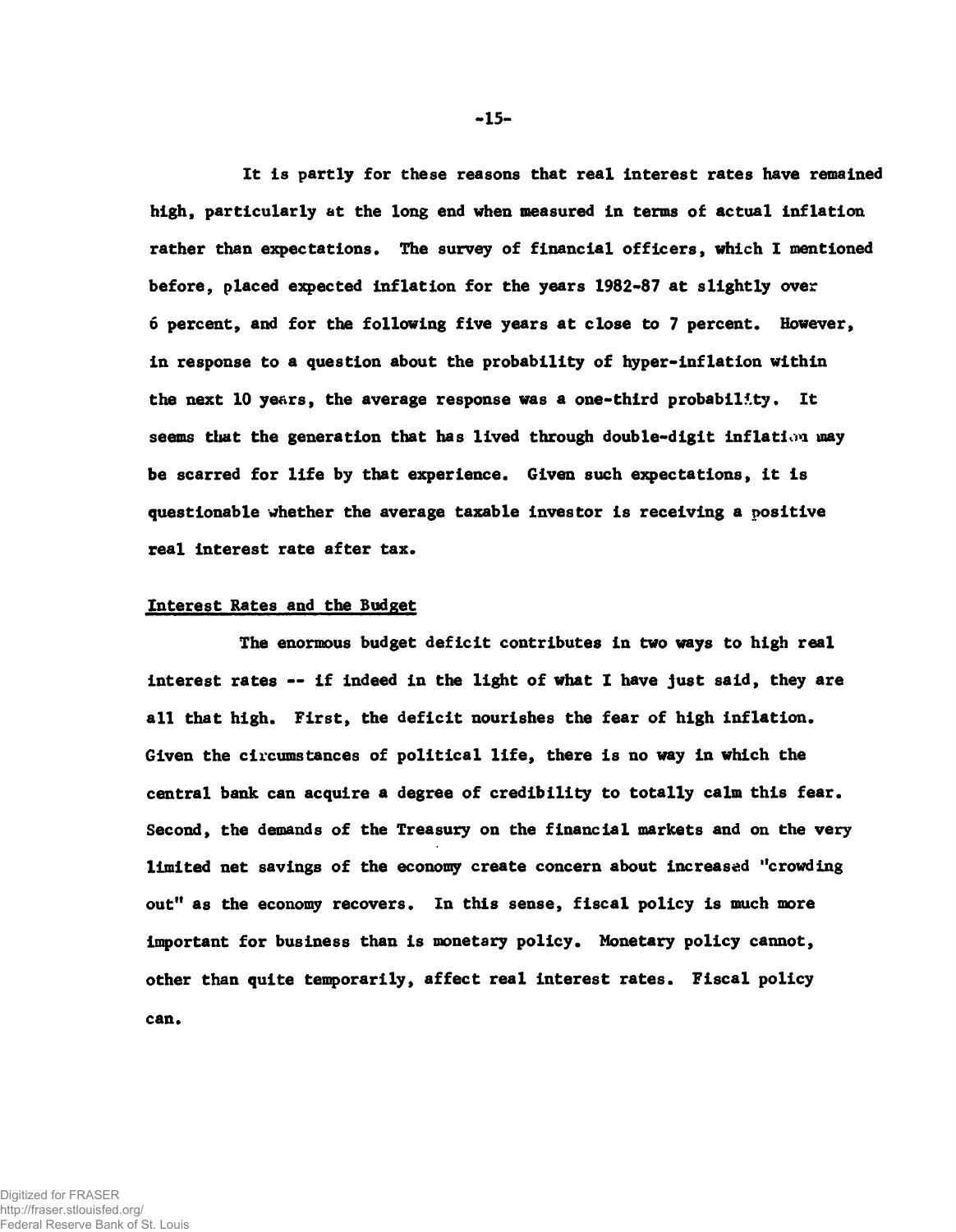It is partly for these reasons that real interest rates have remained high, particularly at the long end when measured in terms of actual inflation rather than expectations. The survey of financial officers, which I mentioned before, placed expected inflation for the years 1982-87 at slightly over 6 percent, and for the following five years at close to 7 percent. However, in response to a question about the probability of hyper-inflation within the next 10 years, the average response was a one-third probability. It seems that the generation that has lived through double-digit inflation may be scarred for life by that experience. Given such expectations, it is questionable whether the average taxable investor is receiving a positive real interest rate after tax.

## Interest Rates and the Budget

The enormous budget deficit contributes in two ways to high real interest rates -- if indeed in the light of what I have just said, they are all that high. First, the deficit nourishes the fear of high inflation. Given the circumstances of political life, there is no way in which the central bank can acquire a degree of credibility to totally calm this fear. Second, the demands of the Treasury on the financial markets and on the very limited net savings of the economy create concern about increased "crowding out" as the economy recovers. In this sense, fiscal policy is much more important for business than is monetary policy. Monetary policy cannot, other than quite temporarily, affect real interest rates. Fiscal policy can.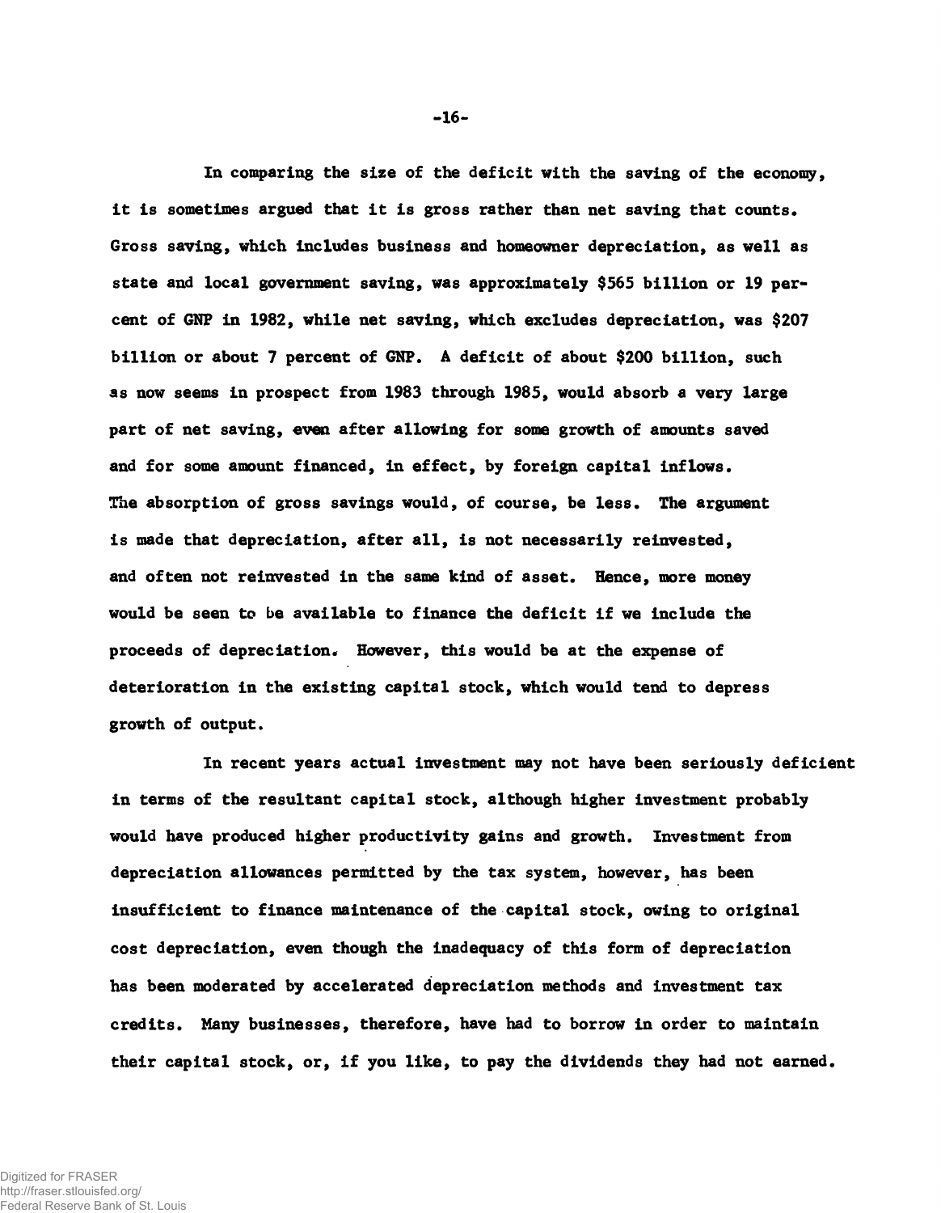In comparing the size of the deficit with the saving of the economy, it is sometimes argued that it is gross rather than net saving that counts. Gross saving, which includes business and homeowner depreciation, as well as state and local government saving, was approximately $565 billion or 19 percent of GNP in 1982, while net saving, which excludes depreciation, was $207 billion or about 7 percent of GNP. A deficit of about $200 billion, such as now seems in prospect from 1983 through 1985, would absorb a very large part of net saving, even after allowing for some growth of amounts saved and for some amount financed, in effect, by foreign capital inflows. The absorption of gross savings would, of course, be less. The argument is made that depreciation, after all, is not necessarily reinvested, and often not reinvested in the same kind of asset. Hence, more money would be seen to be available to finance the deficit if we include the proceeds of depreciation. However, this would be at the expense of deterioration in the existing capital stock, which would tend to depress growth of output.

In recent years actual investment may not have been seriously deficient in terms of the resultant capital stock, although higher investment probably would have produced higher productivity gains and growth. Investment from depreciation allowances permitted by the tax system, however, has been insufficient to finance maintenance of the capital stock, owing to original cost depreciation, even though the inadequacy of this form of depreciation has been moderated by accelerated depreciation methods and investment tax credits. Many businesses, therefore, have had to borrow in order to maintain their capital stock, or, if you like, to pay the dividends they had not earned.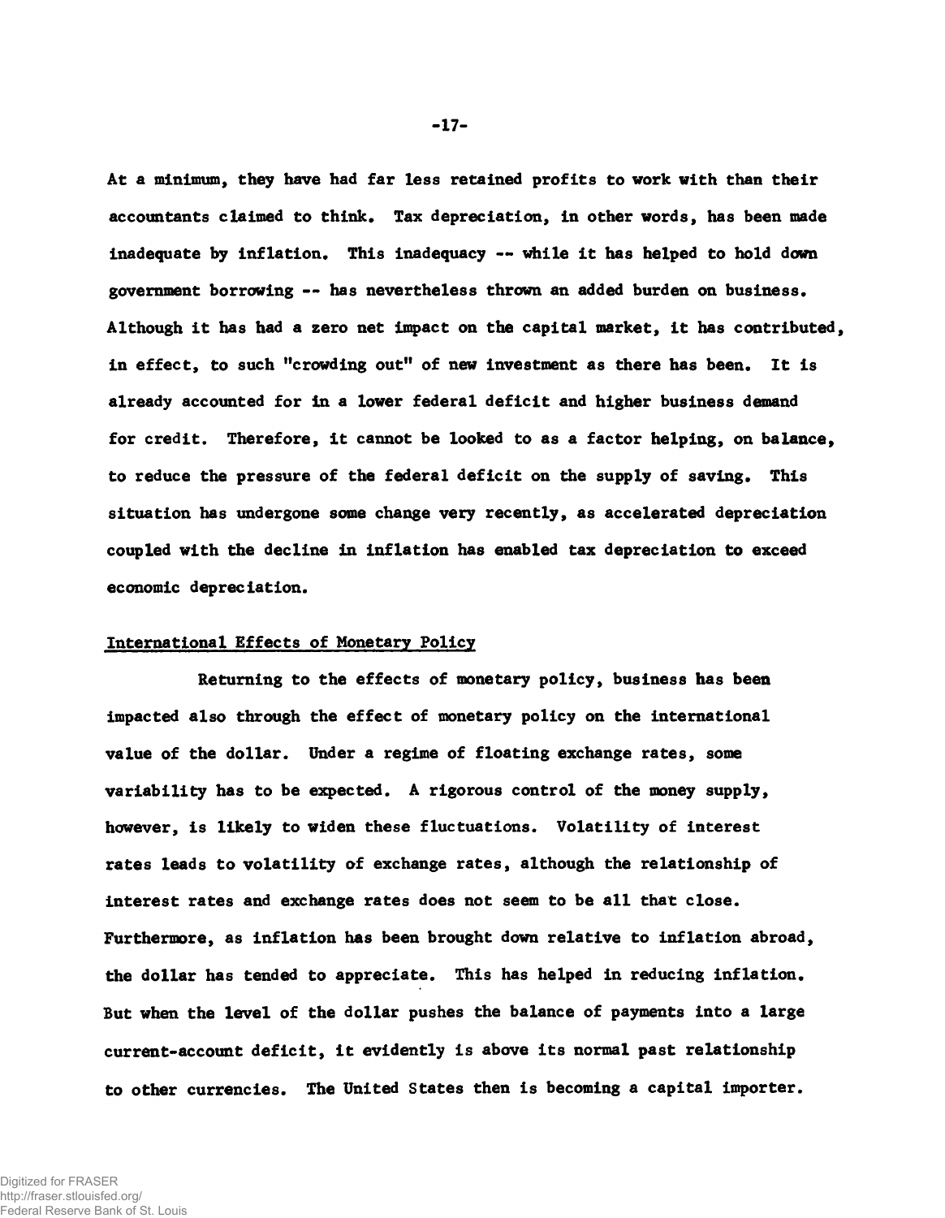At a minimum, they have had far less retained profits to work with than their accountants claimed to think. Tax depreciation, in other words, has been made inadequate by inflation. This inadequacy -- while it has helped to hold down government borrowing -- has nevertheless thrown an added burden on business. Although it has had a zero net impact on the capital market, it has contributed, in effect, to such "crowding out" of new investment as there has been. It is already accounted for in a lower federal deficit and higher business demand for credit. Therefore, it cannot be looked to as a factor helping, on balance, to reduce the pressure of the federal deficit on the supply of saving. This situation has undergone some change very recently, as accelerated depreciation coupled with the decline in inflation has enabled tax depreciation to exceed economic depreciation.

## International Effects of Monetary Policy

Returning to the effects of monetary policy, business has been impacted also through the effect of monetary policy on the international value of the dollar. Under a regime of floating exchange rates, some variability has to be expected. A rigorous control of the money supply, however, is likely to widen these fluctuations. Volatility of interest rates leads to volatility of exchange rates, although the relationship of interest rates and exchange rates does not seem to be all that close. Furthermore, as inflation has been brought down relative to inflation abroad, the dollar has tended to appreciate. This has helped in reducing inflation. But when the level of the dollar pushes the balance of payments into a large current-account deficit, it evidently is above its normal past relationship to other currencies. The United States then is becoming a capital importer.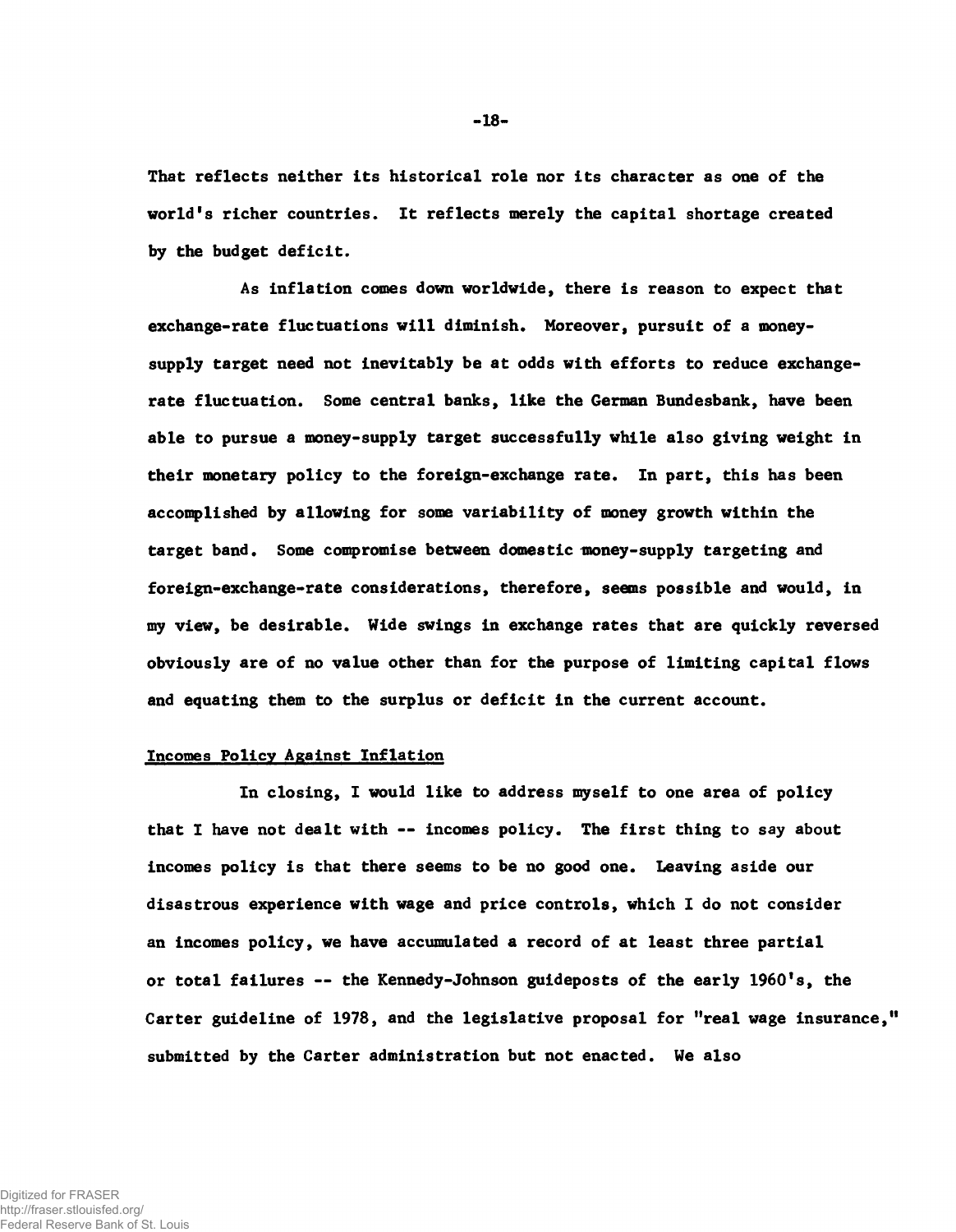That reflects neither its historical role nor its character as one of the world's richer countries. It reflects merely the capital shortage created by the budget deficit.

As inflation comes down worldwide, there is reason to expect that exchange-rate fluctuations will diminish. Moreover, pursuit of a money-supply target need not inevitably be at odds with efforts to reduce exchange-rate fluctuation. Some central banks, like the German Bundesbank, have been able to pursue a money-supply target successfully while also giving weight in their monetary policy to the foreign-exchange rate. In part, this has been accomplished by allowing for some variability of money growth within the target band. Some compromise between domestic money-supply targeting and foreign-exchange-rate considerations, therefore, seems possible and would, in my view, be desirable. Wide swings in exchange rates that are quickly reversed obviously are of no value other than for the purpose of limiting capital flows and equating them to the surplus or deficit in the current account.

## Incomes Policy Against Inflation

In closing, I would like to address myself to one area of policy that I have not dealt with -- incomes policy. The first thing to say about incomes policy is that there seems to be no good one. Leaving aside our disastrous experience with wage and price controls, which I do not consider an incomes policy, we have accumulated a record of at least three partial or total failures -- the Kennedy-Johnson guideposts of the early 1960's, the Carter guideline of 1978, and the legislative proposal for "real wage insurance," submitted by the Carter administration but not enacted. We also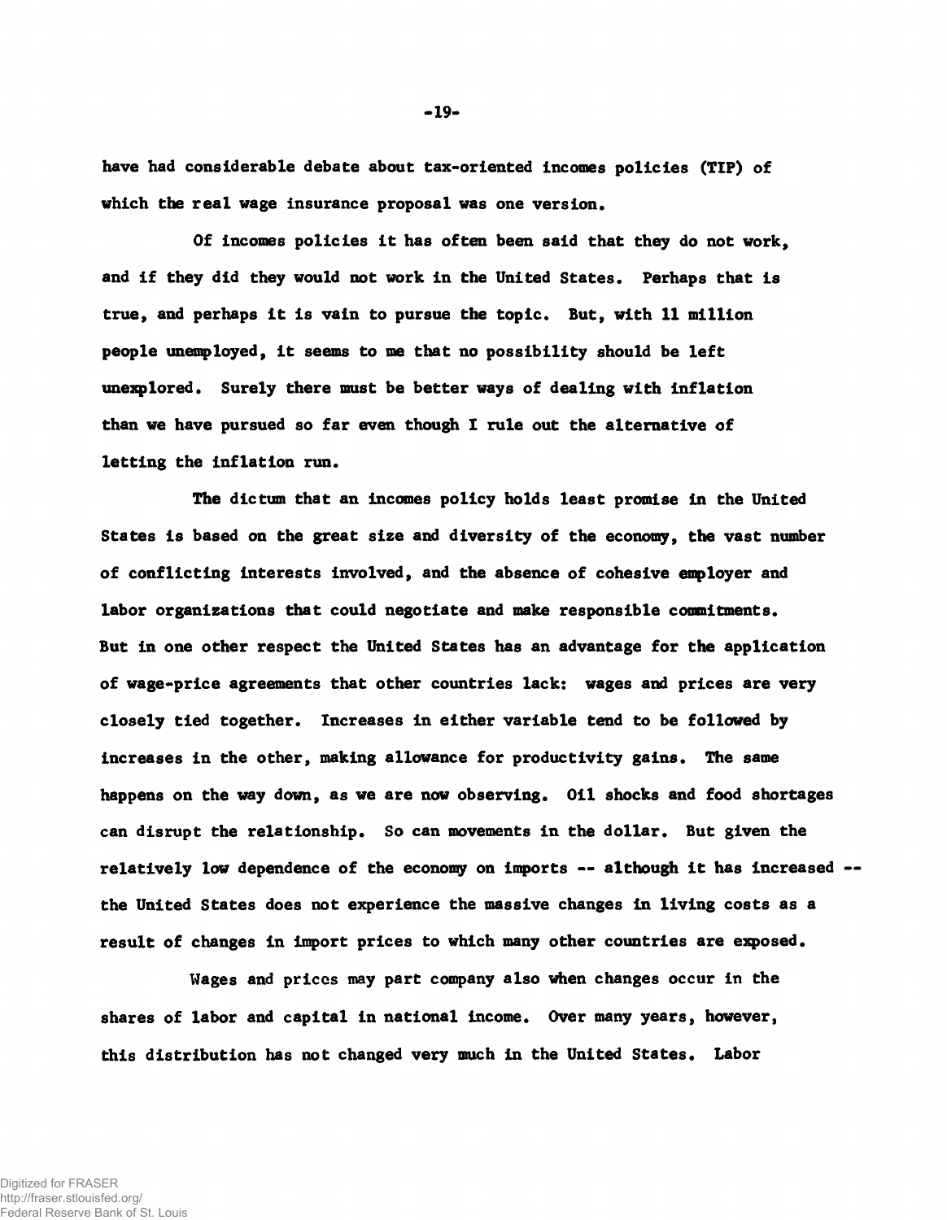have had considerable debate about tax-oriented incomes policies (TIP) of which the real wage insurance proposal was one version.

Of incomes policies it has often been said that they do not work, and if they did they would not work in the United States. Perhaps that is true, and perhaps it is vain to pursue the topic. But, with 11 million people unemployed, it seems to me that no possibility should be left unexplored. Surely there must be better ways of dealing with inflation than we have pursued so far even though I rule out the alternative of letting the inflation run.

The dictum that an incomes policy holds least promise in the United States is based on the great size and diversity of the economy, the vast number of conflicting interests involved, and the absence of cohesive employer and labor organizations that could negotiate and make responsible commitments. But in one other respect the United States has an advantage for the application of wage-price agreements that other countries lack: wages and prices are very closely tied together. Increases in either variable tend to be followed by increases in the other, making allowance for productivity gains. The same happens on the way down, as we are now observing. Oil shocks and food shortages can disrupt the relationship. So can movements in the dollar. But given the relatively low dependence of the economy on imports -- although it has increased -- the United States does not experience the massive changes in living costs as a result of changes in import prices to which many other countries are exposed.

Wages and prices may part company also when changes occur in the shares of labor and capital in national income. Over many years, however, this distribution has not changed very much in the United States. Labor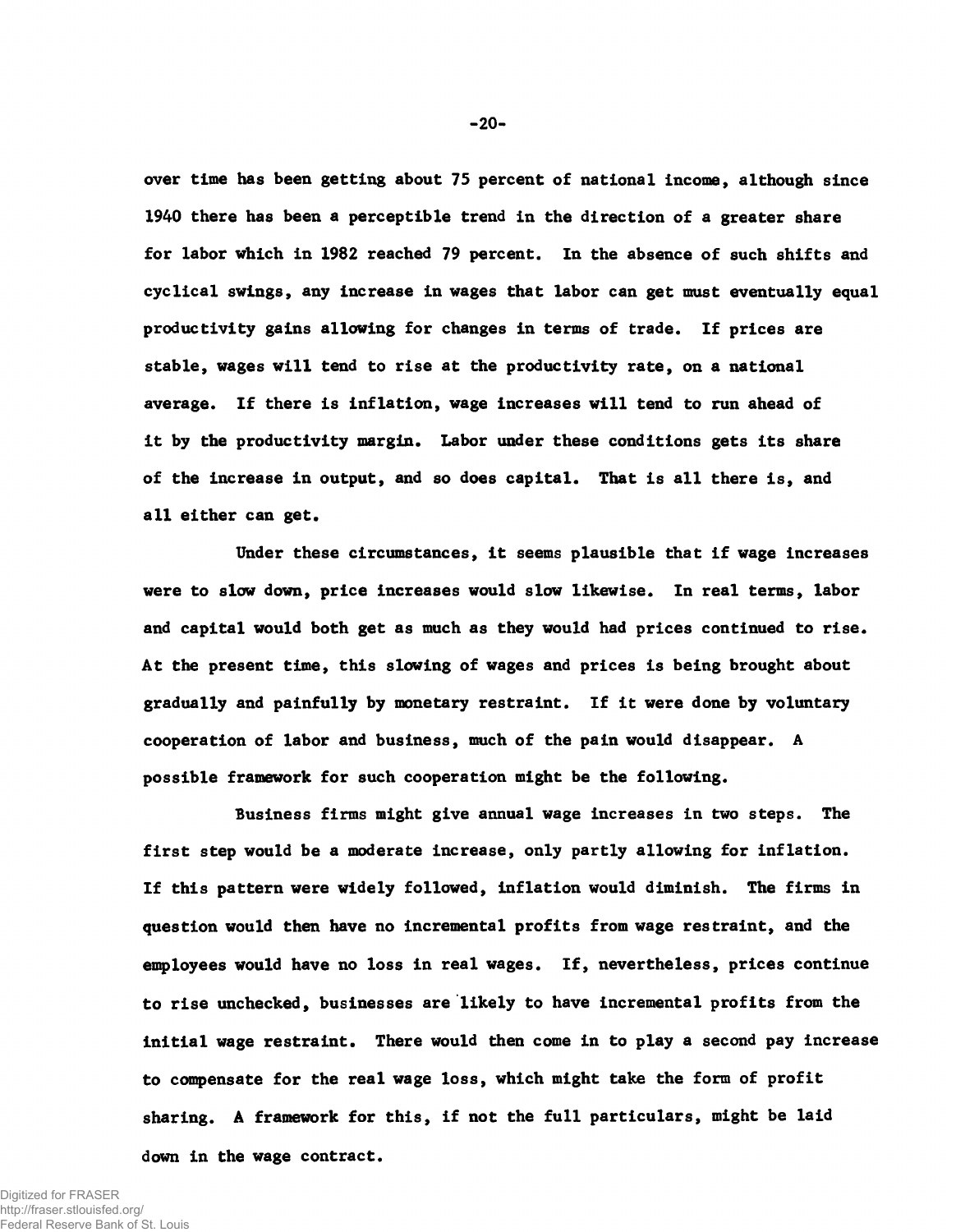over time has been getting about 75 percent of national income, although since 1940 there has been a perceptible trend in the direction of a greater share for labor which in 1982 reached 79 percent. In the absence of such shifts and cyclical swings, any increase in wages that labor can get must eventually equal productivity gains allowing for changes in terms of trade. If prices are stable, wages will tend to rise at the productivity rate, on a national average. If there is inflation, wage increases will tend to run ahead of it by the productivity margin. Labor under these conditions gets its share of the increase in output, and so does capital. That is all there is, and all either can get.

Under these circumstances, it seems plausible that if wage increases were to slow down, price increases would slow likewise. In real terms, labor and capital would both get as much as they would had prices continued to rise. At the present time, this slowing of wages and prices is being brought about gradually and painfully by monetary restraint. If it were done by voluntary cooperation of labor and business, much of the pain would disappear. A possible framework for such cooperation might be the following.

Business firms might give annual wage increases in two steps. The first step would be a moderate increase, only partly allowing for inflation. If this pattern were widely followed, inflation would diminish. The firms in question would then have no incremental profits from wage restraint, and the employees would have no loss in real wages. If, nevertheless, prices continue to rise unchecked, businesses are likely to have incremental profits from the initial wage restraint. There would then come in to play a second pay increase to compensate for the real wage loss, which might take the form of profit sharing. A framework for this, if not the full particulars, might be laid down in the wage contract.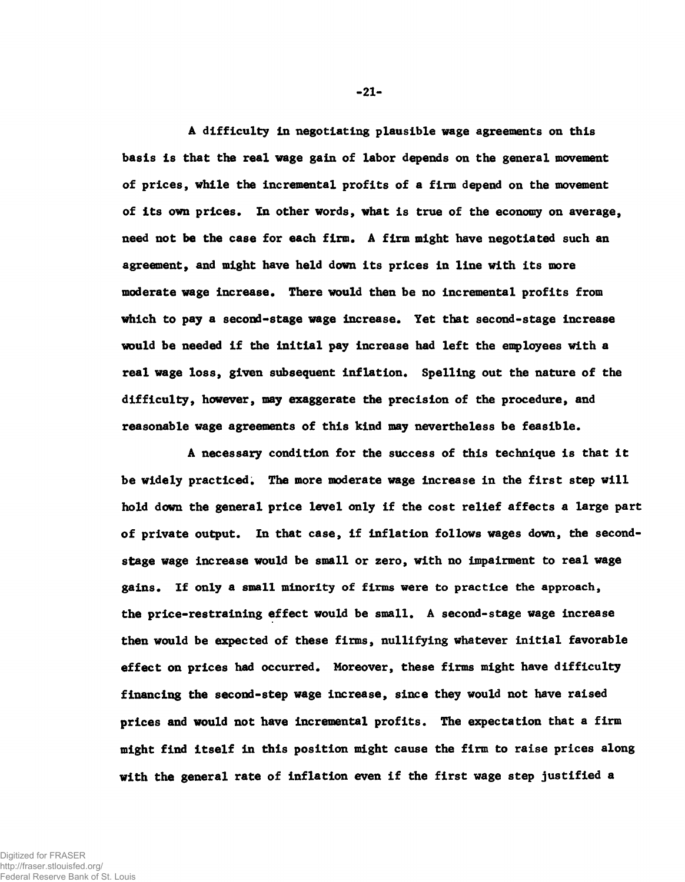A difficulty in negotiating plausible wage agreements on this basis is that the real wage gain of labor depends on the general movement of prices, while the incremental profits of a firm depend on the movement of its own prices. In other words, what is true of the economy on average, need not be the case for each firm. A firm might have negotiated such an agreement, and might have held down its prices in line with its more moderate wage increase. There would then be no incremental profits from which to pay a second-stage wage increase. Yet that second-stage increase would be needed if the initial pay increase had left the employees with a real wage loss, given subsequent inflation. Spelling out the nature of the difficulty, however, may exaggerate the precision of the procedure, and reasonable wage agreements of this kind may nevertheless be feasible.

A necessary condition for the success of this technique is that it be widely practiced. The more moderate wage increase in the first step will hold down the general price level only if the cost relief affects a large part of private output. In that case, if inflation follows wages down, the second-stage wage increase would be small or zero, with no impairment to real wage gains. If only a small minority of firms were to practice the approach, the price-restraining effect would be small. A second-stage wage increase then would be expected of these firms, nullifying whatever initial favorable effect on prices had occurred. Moreover, these firms might have difficulty financing the second-step wage increase, since they would not have raised prices and would not have incremental profits. The expectation that a firm might find itself in this position might cause the firm to raise prices along with the general rate of inflation even if the first wage step justified a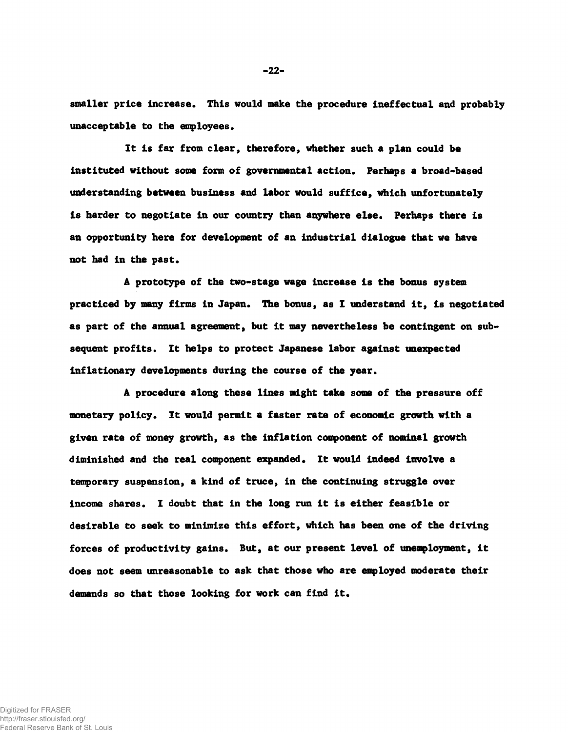smaller price increase. This would make the procedure ineffectual and probably unacceptable to the employees.

It is far from clear, therefore, whether such a plan could be instituted without some form of governmental action. Perhaps a broad-based understanding between business and labor would suffice, which unfortunately is harder to negotiate in our country than anywhere else. Perhaps there is an opportunity here for development of an industrial dialogue that we have not had in the past.

A prototype of the two-stage wage increase is the bonus system practiced by many firms in Japan. The bonus, as I understand it, is negotiated as part of the annual agreement, but it may nevertheless be contingent on subsequent profits. It helps to protect Japanese labor against unexpected inflationary developments during the course of the year.

A procedure along these lines might take some of the pressure off monetary policy. It would permit a faster rate of economic growth with a given rate of money growth, as the inflation component of nominal growth diminished and the real component expanded. It would indeed involve a temporary suspension, a kind of truce, in the continuing struggle over income shares. I doubt that in the long run it is either feasible or desirable to seek to minimize this effort, which has been one of the driving forces of productivity gains. But, at our present level of unemployment, it does not seem unreasonable to ask that those who are employed moderate their demands so that those looking for work can find it.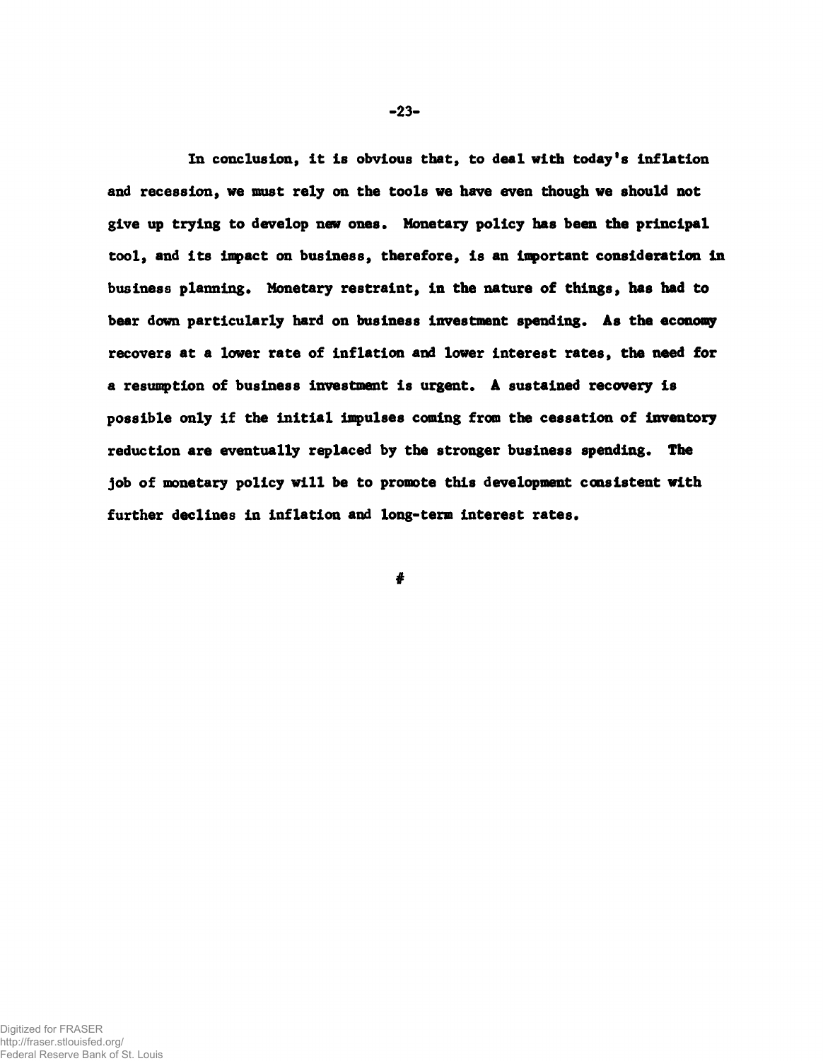In conclusion, it is obvious that, to deal with today's inflation and recession, we must rely on the tools we have even though we should not give up trying to develop new ones. Monetary policy has been the principal tool, and its impact on business, therefore, is an important consideration in business planning. Monetary restraint, in the nature of things, has had to bear down particularly hard on business investment spending. As the economy recovers at a lower rate of inflation and lower interest rates, the need for a resumption of business investment is urgent. A sustained recovery is possible only if the initial impulses coming from the cessation of inventory reduction are eventually replaced by the stronger business spending. The job of monetary policy will be to promote this development consistent with further declines in inflation and long-term interest rates.

#